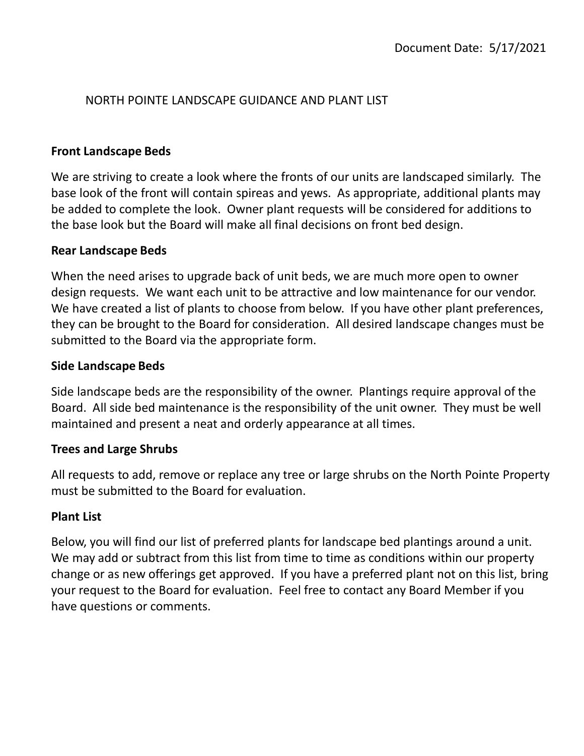Document Date: 5/17/2021

# NORTH POINTE LANDSCAPE GUIDANCE AND PLANT LIST

## Front Landscape Beds

We are striving to create a look where the fronts of our units are landscaped similarly. The base look of the front will contain spireas and yews. As appropriate, additional plants may be added to complete the look. Owner plant requests will be considered for additions to the base look but the Board will make all final decisions on front bed design.

## Rear Landscape Beds

When the need arises to upgrade back of unit beds, we are much more open to owner design requests. We want each unit to be attractive and low maintenance for our vendor. We have created a list of plants to choose from below. If you have other plant preferences, they can be brought to the Board for consideration. All desired landscape changes must be submitted to the Board via the appropriate form.

## Side Landscape Beds

Side landscape beds are the responsibility of the owner. Plantings require approval of the Board. All side bed maintenance is the responsibility of the unit owner. They must be well maintained and present a neat and orderly appearance at all times.

## Trees and Large Shrubs

All requests to add, remove or replace any tree or large shrubs on the North Pointe Property must be submitted to the Board for evaluation.

## Plant List

Below, you will find our list of preferred plants for landscape bed plantings around a unit. We may add or subtract from this list from time to time as conditions within our property change or as new offerings get approved. If you have a preferred plant not on this list, bring your request to the Board for evaluation. Feel free to contact any Board Member if you have questions or comments.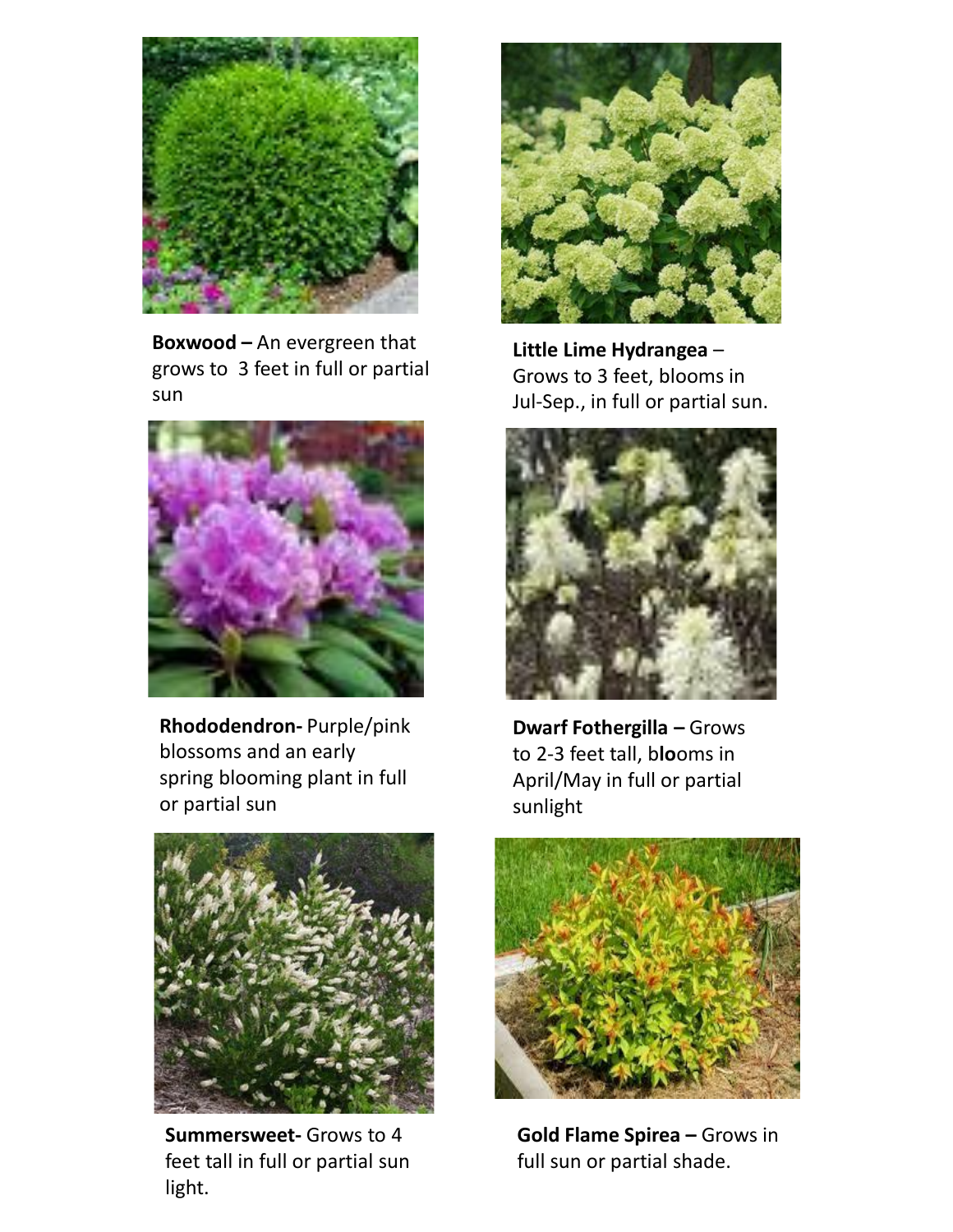**Boxwood –** An evergreen that grows to 3 feet in full or partial sun

**Little Lime Hydrangea** – Grows to 3 feet, blooms in Jul-Sep., in full or partial sun.

**Rhododendron-** Purple/pink blossoms and an early spring blooming plant in full or partial sun

**Dwarf Fothergilla –** Grows to 2-3 feet tall, blooms in April/May in full or partial sunlight

**Summersweet-** Grows to 4 feet tall in full or partial sun light.

**Gold Flame Spirea –** Grows in full sun or partial shade.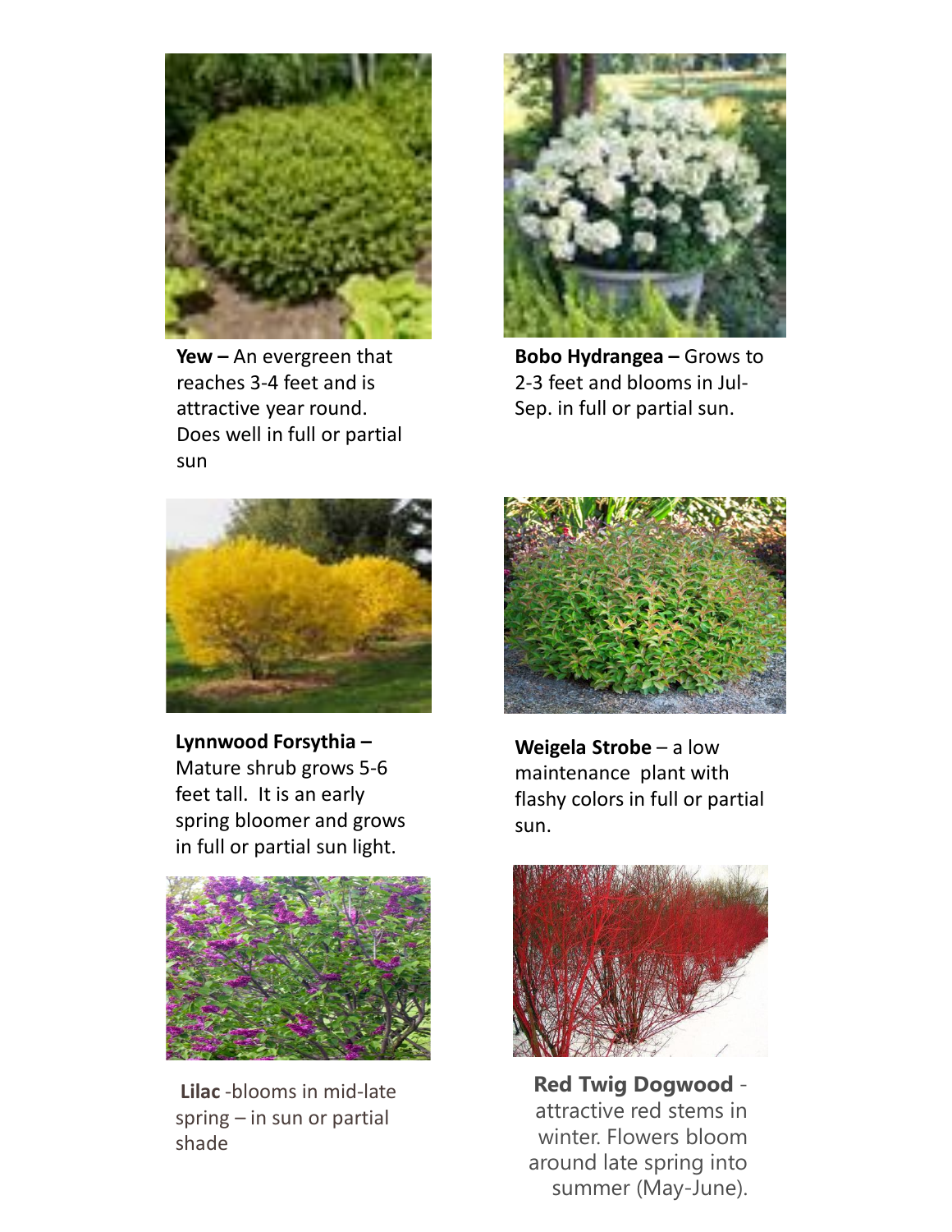**Yew –** An evergreen that reaches 3-4 feet and is attractive year round. Does well in full or partial sun

**Bobo Hydrangea –** Grows to 2-3 feet and blooms in Jul-Sep. in full or partial sun.

**Lynnwood Forsythia –** Mature shrub grows 5-6 feet tall. It is an early spring bloomer and grows in full or partial sun light.

**Weigela Strobe** – a low maintenance plant with flashy colors in full or partial sun.

**Lilac** -blooms in mid-late spring – in sun or partial shade

**Red Twig Dogwood** - attractive red stems in winter. Flowers bloom around late spring into summer (May-June).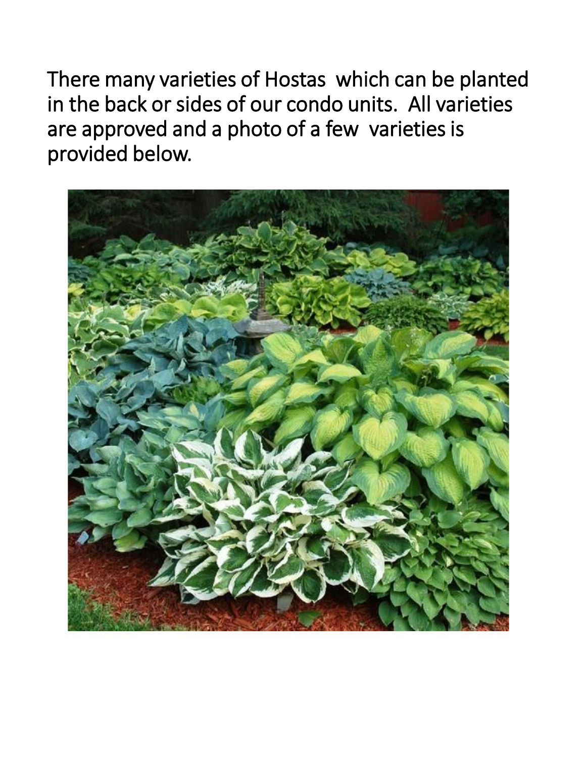There many varieties of Hostas  which can be planted in the back or sides of our condo units.  All varieties are approved and a photo of a few  varieties is provided below.